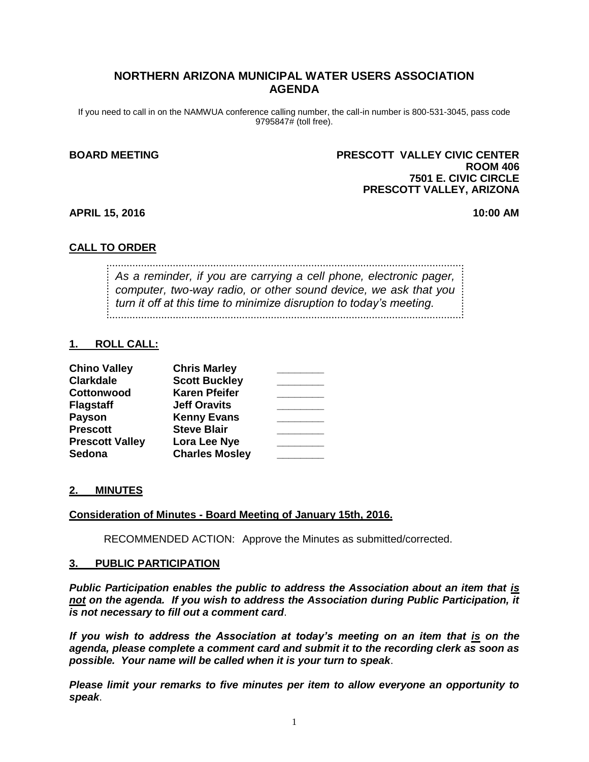# NORTHERN ARIZONA MUNICIPAL WATER USERS ASSOCIATION AGENDA

If you need to call in on the NAMWUA conference calling number, the call-in number is 800-531-3045, pass code 9795847# (toll free).

**BOARD MEETING**

**PRESCOTT VALLEY CIVIC CENTER**
**ROOM 406**
**7501 E. CIVIC CIRCLE**
**PRESCOTT VALLEY, ARIZONA**

**APRIL 15, 2016** **10:00 AM**

## CALL TO ORDER

*As a reminder, if you are carrying a cell phone, electronic pager, computer, two-way radio, or other sound device, we ask that you turn it off at this time to minimize disruption to today's meeting.*

## 1. ROLL CALL:

| | | |
|---|---|---|
| **Chino Valley** | **Chris Marley** | ________ |
| **Clarkdale** | **Scott Buckley** | ________ |
| **Cottonwood** | **Karen Pfeifer** | ________ |
| **Flagstaff** | **Jeff Oravits** | ________ |
| **Payson** | **Kenny Evans** | ________ |
| **Prescott** | **Steve Blair** | ________ |
| **Prescott Valley** | **Lora Lee Nye** | ________ |
| **Sedona** | **Charles Mosley** | ________ |

## 2. MINUTES

**Consideration of Minutes - Board Meeting of January 15th, 2016.**

RECOMMENDED ACTION: Approve the Minutes as submitted/corrected.

## 3. PUBLIC PARTICIPATION

***Public Participation enables the public to address the Association about an item that is not on the agenda. If you wish to address the Association during Public Participation, it is not necessary to fill out a comment card.***

***If you wish to address the Association at today's meeting on an item that is on the agenda, please complete a comment card and submit it to the recording clerk as soon as possible. Your name will be called when it is your turn to speak.***

***Please limit your remarks to five minutes per item to allow everyone an opportunity to speak.***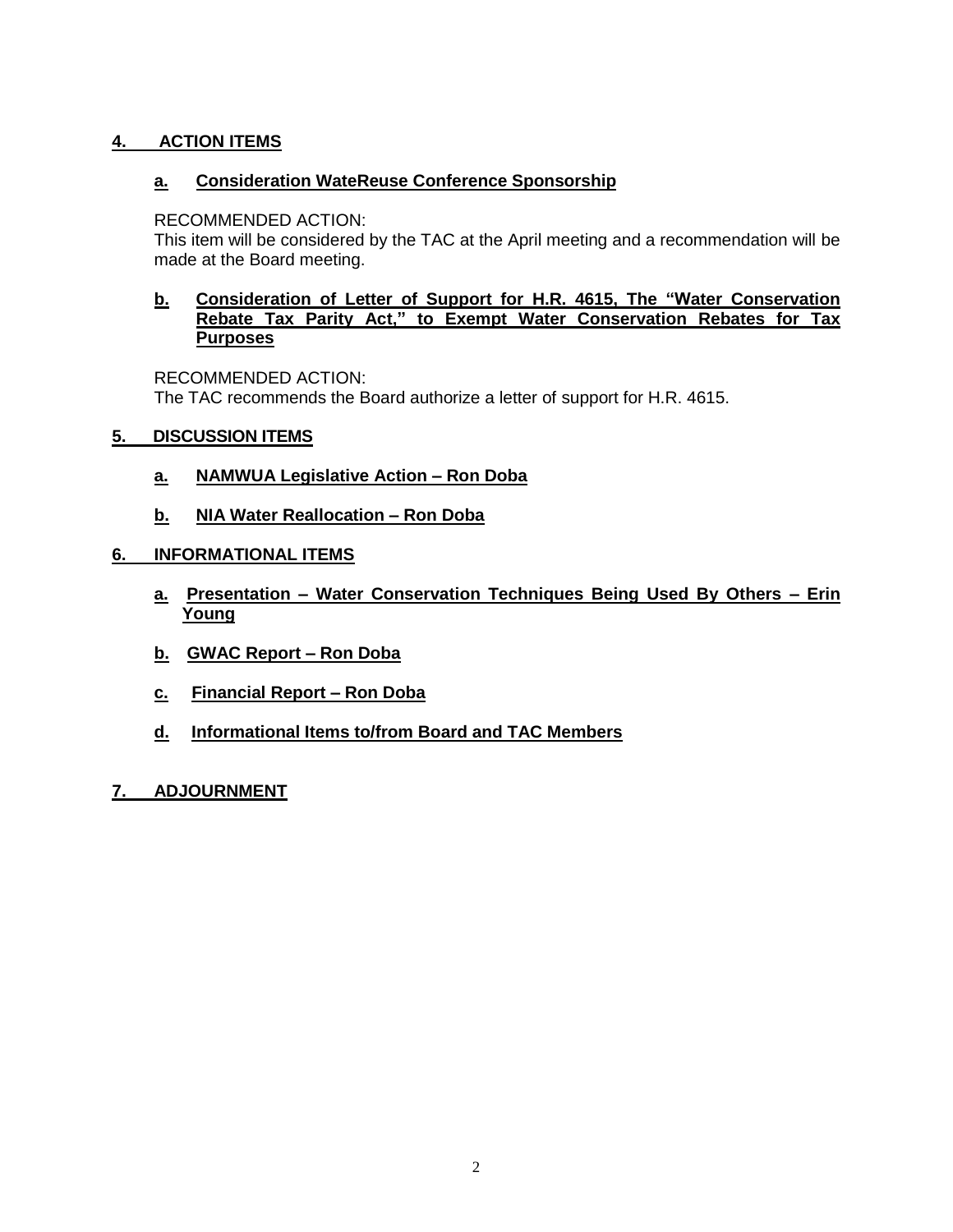## 4. ACTION ITEMS

### a. Consideration WateReuse Conference Sponsorship

RECOMMENDED ACTION:
This item will be considered by the TAC at the April meeting and a recommendation will be made at the Board meeting.

### b. Consideration of Letter of Support for H.R. 4615, The "Water Conservation Rebate Tax Parity Act," to Exempt Water Conservation Rebates for Tax Purposes

RECOMMENDED ACTION:
The TAC recommends the Board authorize a letter of support for H.R. 4615.

## 5. DISCUSSION ITEMS

### a. NAMWUA Legislative Action – Ron Doba

### b. NIA Water Reallocation – Ron Doba

## 6. INFORMATIONAL ITEMS

### a. Presentation – Water Conservation Techniques Being Used By Others – Erin Young

### b. GWAC Report – Ron Doba

### c. Financial Report – Ron Doba

### d. Informational Items to/from Board and TAC Members

## 7. ADJOURNMENT